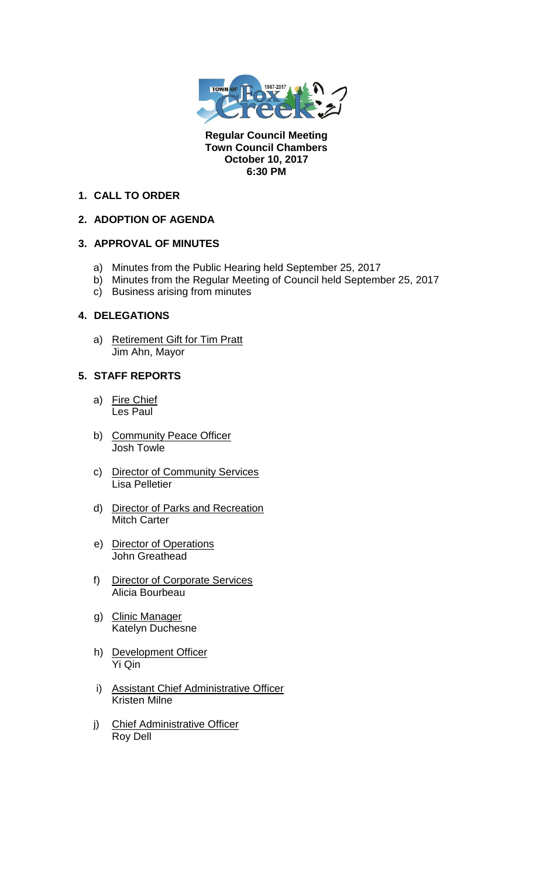**Regular Council Meeting**
**Town Council Chambers**
**October 10, 2017**
**6:30 PM**

## 1. CALL TO ORDER

## 2. ADOPTION OF AGENDA

## 3. APPROVAL OF MINUTES

a) Minutes from the Public Hearing held September 25, 2017
b) Minutes from the Regular Meeting of Council held September 25, 2017
c) Business arising from minutes

## 4. DELEGATIONS

a) Retirement Gift for Tim Pratt
Jim Ahn, Mayor

## 5. STAFF REPORTS

a) Fire Chief
Les Paul

b) Community Peace Officer
Josh Towle

c) Director of Community Services
Lisa Pelletier

d) Director of Parks and Recreation
Mitch Carter

e) Director of Operations
John Greathead

f) Director of Corporate Services
Alicia Bourbeau

g) Clinic Manager
Katelyn Duchesne

h) Development Officer
Yi Qin

i) Assistant Chief Administrative Officer
Kristen Milne

j) Chief Administrative Officer
Roy Dell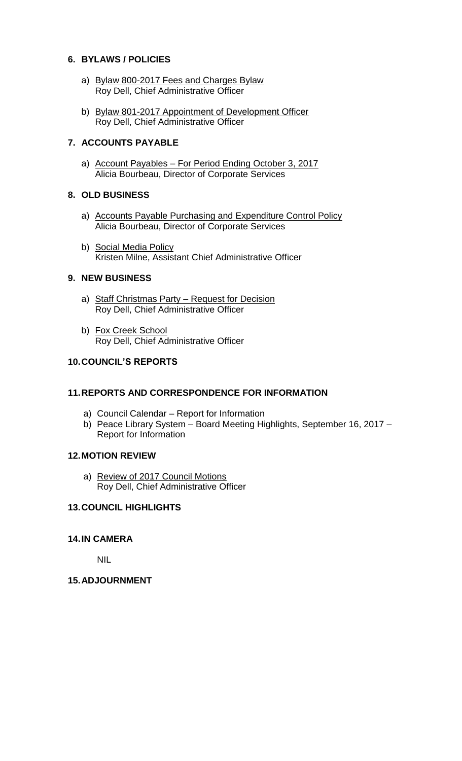## 6. BYLAWS / POLICIES

a) Bylaw 800-2017 Fees and Charges Bylaw
Roy Dell, Chief Administrative Officer

b) Bylaw 801-2017 Appointment of Development Officer
Roy Dell, Chief Administrative Officer

## 7. ACCOUNTS PAYABLE

a) Account Payables – For Period Ending October 3, 2017
Alicia Bourbeau, Director of Corporate Services

## 8. OLD BUSINESS

a) Accounts Payable Purchasing and Expenditure Control Policy
Alicia Bourbeau, Director of Corporate Services

b) Social Media Policy
Kristen Milne, Assistant Chief Administrative Officer

## 9. NEW BUSINESS

a) Staff Christmas Party – Request for Decision
Roy Dell, Chief Administrative Officer

b) Fox Creek School
Roy Dell, Chief Administrative Officer

## 10. COUNCIL'S REPORTS

## 11. REPORTS AND CORRESPONDENCE FOR INFORMATION

a) Council Calendar – Report for Information
b) Peace Library System – Board Meeting Highlights, September 16, 2017 – Report for Information

## 12. MOTION REVIEW

a) Review of 2017 Council Motions
Roy Dell, Chief Administrative Officer

## 13. COUNCIL HIGHLIGHTS

## 14. IN CAMERA

NIL

## 15. ADJOURNMENT